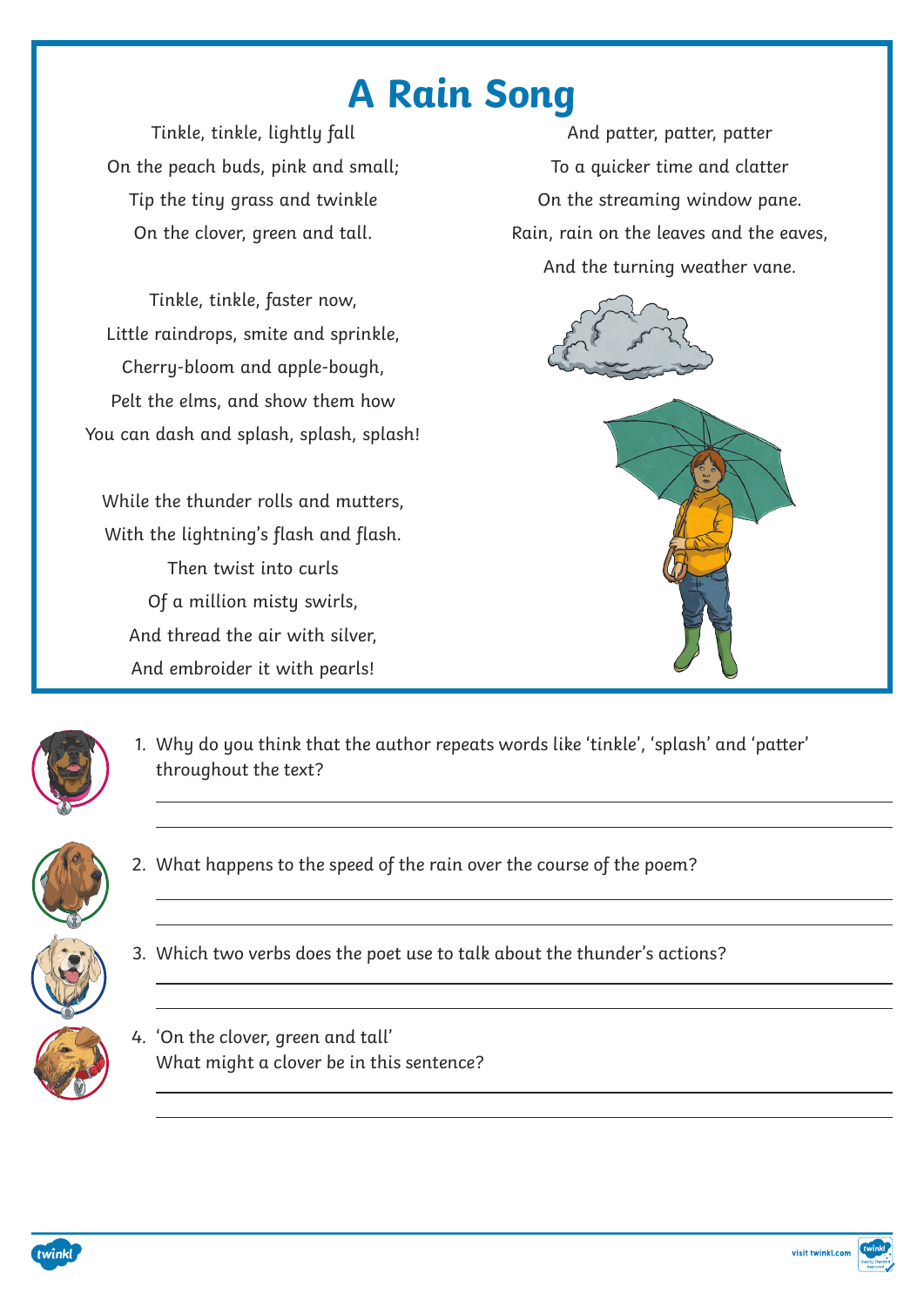# A Rain Song

Tinkle, tinkle, lightly fall
On the peach buds, pink and small;
Tip the tiny grass and twinkle
On the clover, green and tall.

Tinkle, tinkle, faster now,
Little raindrops, smite and sprinkle,
Cherry-bloom and apple-bough,
Pelt the elms, and show them how
You can dash and splash, splash, splash!

While the thunder rolls and mutters,
With the lightning's flash and flash.
Then twist into curls
Of a million misty swirls,
And thread the air with silver,
And embroider it with pearls!

And patter, patter, patter
To a quicker time and clatter
On the streaming window pane.
Rain, rain on the leaves and the eaves,
And the turning weather vane.

1. Why do you think that the author repeats words like 'tinkle', 'splash' and 'patter' throughout the text?

2. What happens to the speed of the rain over the course of the poem?

3. Which two verbs does the poet use to talk about the thunder's actions?

4. 'On the clover, green and tall'
   What might a clover be in this sentence?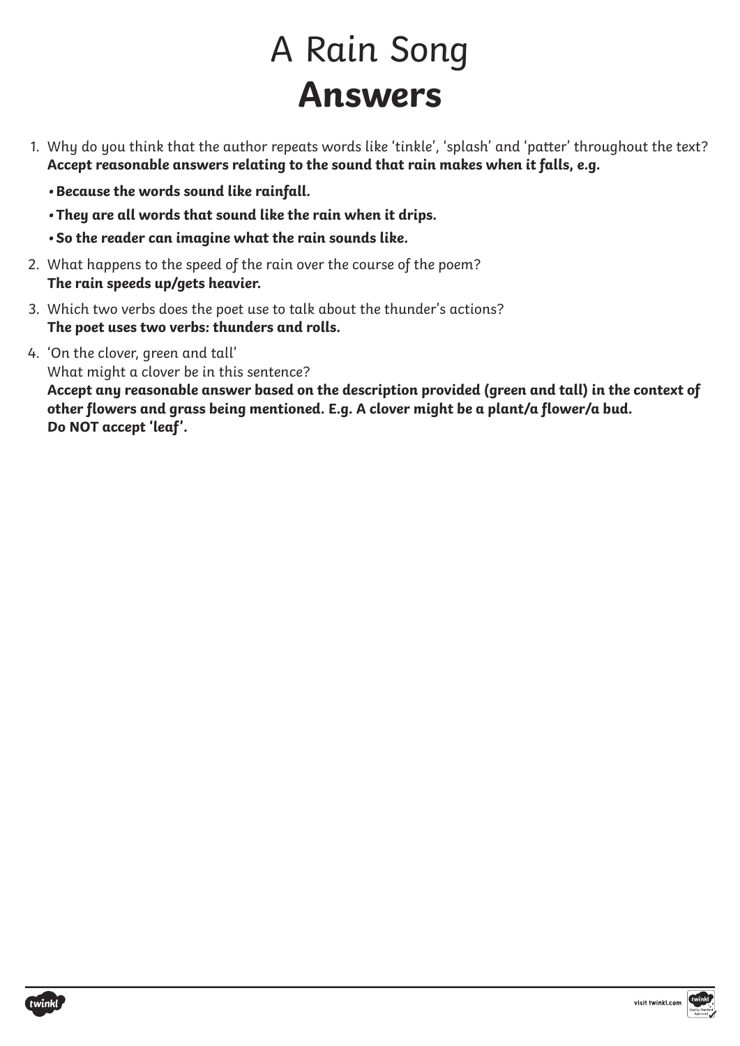# A Rain Song
# **Answers**

1. Why do you think that the author repeats words like 'tinkle', 'splash' and 'patter' throughout the text?
   **Accept reasonable answers relating to the sound that rain makes when it falls, e.g.**
   - ***Because the words sound like rainfall.***
   - ***They are all words that sound like the rain when it drips.***
   - ***So the reader can imagine what the rain sounds like.***
2. What happens to the speed of the rain over the course of the poem?
   **The rain speeds up/gets heavier.**
3. Which two verbs does the poet use to talk about the thunder's actions?
   **The poet uses two verbs: thunders and rolls.**
4. 'On the clover, green and tall'
   What might a clover be in this sentence?
   **Accept any reasonable answer based on the description provided (green and tall) in the context of other flowers and grass being mentioned. E.g. A clover might be a plant/a flower/a bud.**
   **Do NOT accept 'leaf'.**